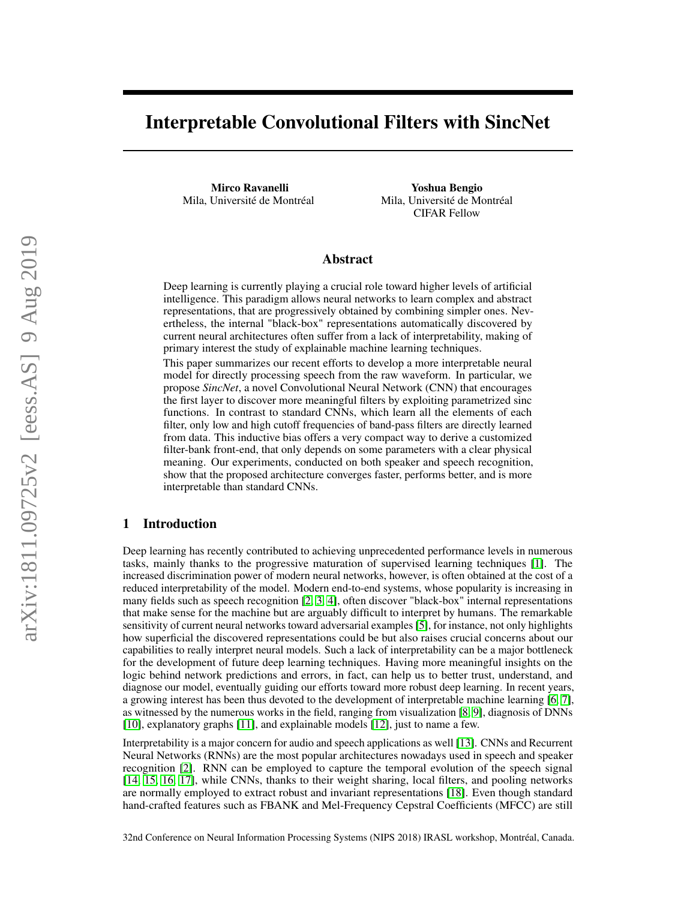# Interpretable Convolutional Filters with SincNet

**Mirco Ravanelli**
Mila, Université de Montréal

**Yoshua Bengio**
Mila, Université de Montréal
CIFAR Fellow

## Abstract

Deep learning is currently playing a crucial role toward higher levels of artificial intelligence. This paradigm allows neural networks to learn complex and abstract representations, that are progressively obtained by combining simpler ones. Nevertheless, the internal "black-box" representations automatically discovered by current neural architectures often suffer from a lack of interpretability, making of primary interest the study of explainable machine learning techniques.

This paper summarizes our recent efforts to develop a more interpretable neural model for directly processing speech from the raw waveform. In particular, we propose *SincNet*, a novel Convolutional Neural Network (CNN) that encourages the first layer to discover more meaningful filters by exploiting parametrized sinc functions. In contrast to standard CNNs, which learn all the elements of each filter, only low and high cutoff frequencies of band-pass filters are directly learned from data. This inductive bias offers a very compact way to derive a customized filter-bank front-end, that only depends on some parameters with a clear physical meaning. Our experiments, conducted on both speaker and speech recognition, show that the proposed architecture converges faster, performs better, and is more interpretable than standard CNNs.

## 1 Introduction

Deep learning has recently contributed to achieving unprecedented performance levels in numerous tasks, mainly thanks to the progressive maturation of supervised learning techniques [1]. The increased discrimination power of modern neural networks, however, is often obtained at the cost of a reduced interpretability of the model. Modern end-to-end systems, whose popularity is increasing in many fields such as speech recognition [2, 3, 4], often discover "black-box" internal representations that make sense for the machine but are arguably difficult to interpret by humans. The remarkable sensitivity of current neural networks toward adversarial examples [5], for instance, not only highlights how superficial the discovered representations could be but also raises crucial concerns about our capabilities to really interpret neural models. Such a lack of interpretability can be a major bottleneck for the development of future deep learning techniques. Having more meaningful insights on the logic behind network predictions and errors, in fact, can help us to better trust, understand, and diagnose our model, eventually guiding our efforts toward more robust deep learning. In recent years, a growing interest has been thus devoted to the development of interpretable machine learning [6, 7], as witnessed by the numerous works in the field, ranging from visualization [8, 9], diagnosis of DNNs [10], explanatory graphs [11], and explainable models [12], just to name a few.

Interpretability is a major concern for audio and speech applications as well [13]. CNNs and Recurrent Neural Networks (RNNs) are the most popular architectures nowadays used in speech and speaker recognition [2]. RNN can be employed to capture the temporal evolution of the speech signal [14, 15, 16, 17], while CNNs, thanks to their weight sharing, local filters, and pooling networks are normally employed to extract robust and invariant representations [18]. Even though standard hand-crafted features such as FBANK and Mel-Frequency Cepstral Coefficients (MFCC) are still

32nd Conference on Neural Information Processing Systems (NIPS 2018) IRASL workshop, Montréal, Canada.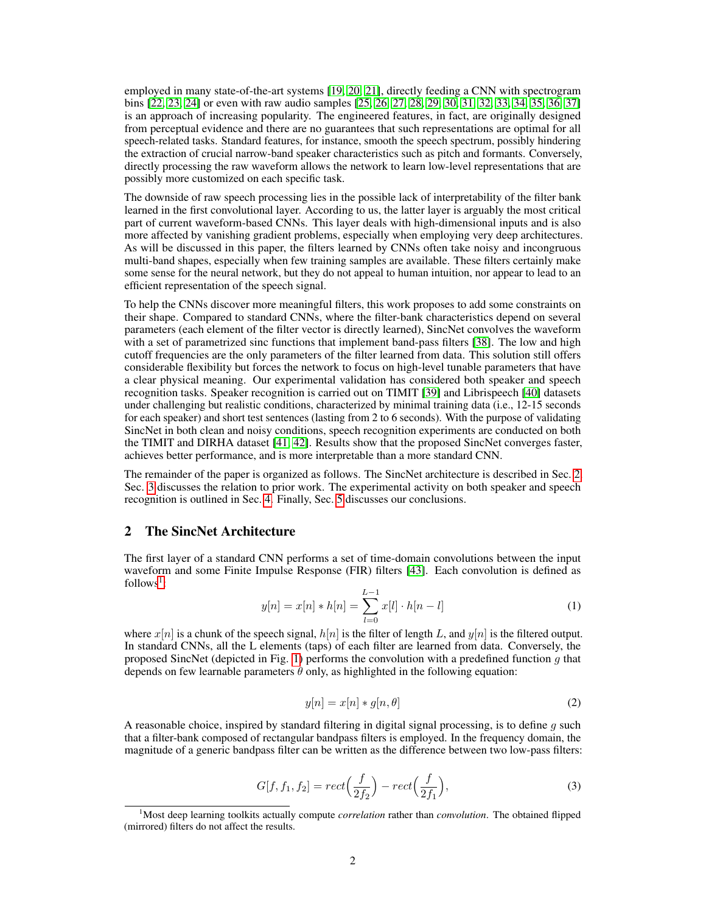employed in many state-of-the-art systems [19, 20, 21], directly feeding a CNN with spectrogram bins [22, 23, 24] or even with raw audio samples [25, 26, 27, 28, 29, 30, 31, 32, 33, 34, 35, 36, 37] is an approach of increasing popularity. The engineered features, in fact, are originally designed from perceptual evidence and there are no guarantees that such representations are optimal for all speech-related tasks. Standard features, for instance, smooth the speech spectrum, possibly hindering the extraction of crucial narrow-band speaker characteristics such as pitch and formants. Conversely, directly processing the raw waveform allows the network to learn low-level representations that are possibly more customized on each specific task.

The downside of raw speech processing lies in the possible lack of interpretability of the filter bank learned in the first convolutional layer. According to us, the latter layer is arguably the most critical part of current waveform-based CNNs. This layer deals with high-dimensional inputs and is also more affected by vanishing gradient problems, especially when employing very deep architectures. As will be discussed in this paper, the filters learned by CNNs often take noisy and incongruous multi-band shapes, especially when few training samples are available. These filters certainly make some sense for the neural network, but they do not appeal to human intuition, nor appear to lead to an efficient representation of the speech signal.

To help the CNNs discover more meaningful filters, this work proposes to add some constraints on their shape. Compared to standard CNNs, where the filter-bank characteristics depend on several parameters (each element of the filter vector is directly learned), SincNet convolves the waveform with a set of parametrized sinc functions that implement band-pass filters [38]. The low and high cutoff frequencies are the only parameters of the filter learned from data. This solution still offers considerable flexibility but forces the network to focus on high-level tunable parameters that have a clear physical meaning. Our experimental validation has considered both speaker and speech recognition tasks. Speaker recognition is carried out on TIMIT [39] and Librispeech [40] datasets under challenging but realistic conditions, characterized by minimal training data (i.e., 12-15 seconds for each speaker) and short test sentences (lasting from 2 to 6 seconds). With the purpose of validating SincNet in both clean and noisy conditions, speech recognition experiments are conducted on both the TIMIT and DIRHA dataset [41, 42]. Results show that the proposed SincNet converges faster, achieves better performance, and is more interpretable than a more standard CNN.

The remainder of the paper is organized as follows. The SincNet architecture is described in Sec. 2. Sec. 3 discusses the relation to prior work. The experimental activity on both speaker and speech recognition is outlined in Sec. 4. Finally, Sec. 5 discusses our conclusions.

## 2 The SincNet Architecture

The first layer of a standard CNN performs a set of time-domain convolutions between the input waveform and some Finite Impulse Response (FIR) filters [43]. Each convolution is defined as follows[1]:

$$y[n] = x[n] * h[n] = \sum_{l=0}^{L-1} x[l] \cdot h[n-l] \tag{1}$$

where $x[n]$ is a chunk of the speech signal, $h[n]$ is the filter of length $L$, and $y[n]$ is the filtered output. In standard CNNs, all the L elements (taps) of each filter are learned from data. Conversely, the proposed SincNet (depicted in Fig. 1) performs the convolution with a predefined function $g$ that depends on few learnable parameters $\theta$ only, as highlighted in the following equation:

$$y[n] = x[n] * g[n, \theta] \tag{2}$$

A reasonable choice, inspired by standard filtering in digital signal processing, is to define $g$ such that a filter-bank composed of rectangular bandpass filters is employed. In the frequency domain, the magnitude of a generic bandpass filter can be written as the difference between two low-pass filters:

$$G[f, f_1, f_2] = rect\left(\frac{f}{2f_2}\right) - rect\left(\frac{f}{2f_1}\right), \tag{3}$$

[1] Most deep learning toolkits actually compute *correlation* rather than *convolution*. The obtained flipped (mirrored) filters do not affect the results.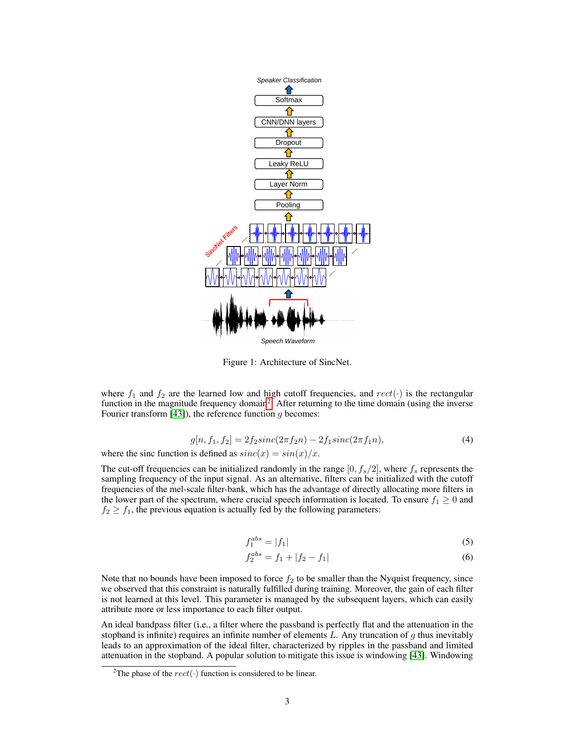Figure 1: Architecture of SincNet.

where $f_1$ and $f_2$ are the learned low and high cutoff frequencies, and $rect(\cdot)$ is the rectangular function in the magnitude frequency domain[2]. After returning to the time domain (using the inverse Fourier transform [43]), the reference function $g$ becomes:

$$g[n, f_1, f_2] = 2f_2 sinc(2\pi f_2 n) - 2f_1 sinc(2\pi f_1 n), \tag{4}$$

where the sinc function is defined as $sinc(x) = sin(x)/x$.

The cut-off frequencies can be initialized randomly in the range $[0, f_s/2]$, where $f_s$ represents the sampling frequency of the input signal. As an alternative, filters can be initialized with the cutoff frequencies of the mel-scale filter-bank, which has the advantage of directly allocating more filters in the lower part of the spectrum, where crucial speech information is located. To ensure $f_1 \geq 0$ and $f_2 \geq f_1$, the previous equation is actually fed by the following parameters:

$$f_1^{abs} = |f_1| \tag{5}$$

$$f_2^{abs} = f_1 + |f_2 - f_1| \tag{6}$$

Note that no bounds have been imposed to force $f_2$ to be smaller than the Nyquist frequency, since we observed that this constraint is naturally fulfilled during training. Moreover, the gain of each filter is not learned at this level. This parameter is managed by the subsequent layers, which can easily attribute more or less importance to each filter output.

An ideal bandpass filter (i.e., a filter where the passband is perfectly flat and the attenuation in the stopband is infinite) requires an infinite number of elements $L$. Any truncation of $g$ thus inevitably leads to an approximation of the ideal filter, characterized by ripples in the passband and limited attenuation in the stopband. A popular solution to mitigate this issue is windowing [43]. Windowing

[2]The phase of the $rect(\cdot)$ function is considered to be linear.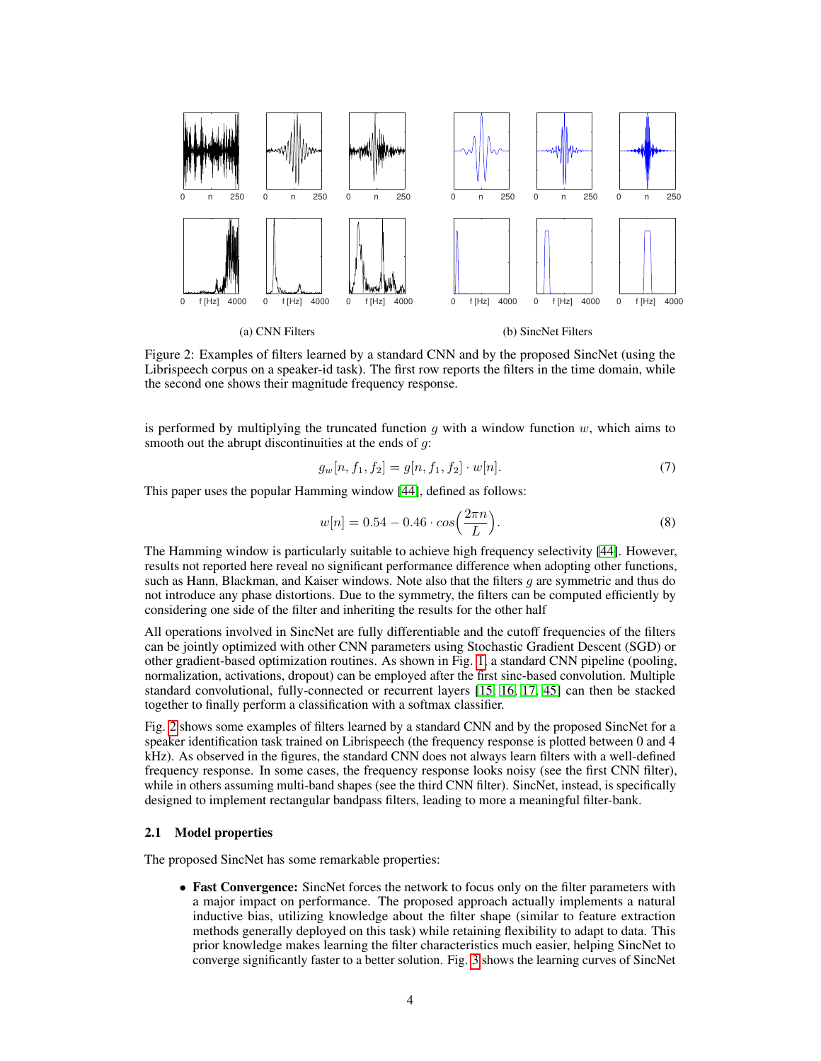(a) CNN Filters

(b) SincNet Filters

Figure 2: Examples of filters learned by a standard CNN and by the proposed SincNet (using the Librispeech corpus on a speaker-id task). The first row reports the filters in the time domain, while the second one shows their magnitude frequency response.

is performed by multiplying the truncated function $g$ with a window function $w$, which aims to smooth out the abrupt discontinuities at the ends of $g$:

$$g_w[n, f_1, f_2] = g[n, f_1, f_2] \cdot w[n]. \tag{7}$$

This paper uses the popular Hamming window [44], defined as follows:

$$w[n] = 0.54 - 0.46 \cdot cos\left(\frac{2\pi n}{L}\right). \tag{8}$$

The Hamming window is particularly suitable to achieve high frequency selectivity [44]. However, results not reported here reveal no significant performance difference when adopting other functions, such as Hann, Blackman, and Kaiser windows. Note also that the filters $g$ are symmetric and thus do not introduce any phase distortions. Due to the symmetry, the filters can be computed efficiently by considering one side of the filter and inheriting the results for the other half

All operations involved in SincNet are fully differentiable and the cutoff frequencies of the filters can be jointly optimized with other CNN parameters using Stochastic Gradient Descent (SGD) or other gradient-based optimization routines. As shown in Fig. 1, a standard CNN pipeline (pooling, normalization, activations, dropout) can be employed after the first sinc-based convolution. Multiple standard convolutional, fully-connected or recurrent layers [15, 16, 17, 45] can then be stacked together to finally perform a classification with a softmax classifier.

Fig. 2 shows some examples of filters learned by a standard CNN and by the proposed SincNet for a speaker identification task trained on Librispeech (the frequency response is plotted between 0 and 4 kHz). As observed in the figures, the standard CNN does not always learn filters with a well-defined frequency response. In some cases, the frequency response looks noisy (see the first CNN filter), while in others assuming multi-band shapes (see the third CNN filter). SincNet, instead, is specifically designed to implement rectangular bandpass filters, leading to more a meaningful filter-bank.

### 2.1 Model properties

The proposed SincNet has some remarkable properties:

- **Fast Convergence:** SincNet forces the network to focus only on the filter parameters with a major impact on performance. The proposed approach actually implements a natural inductive bias, utilizing knowledge about the filter shape (similar to feature extraction methods generally deployed on this task) while retaining flexibility to adapt to data. This prior knowledge makes learning the filter characteristics much easier, helping SincNet to converge significantly faster to a better solution. Fig. 3 shows the learning curves of SincNet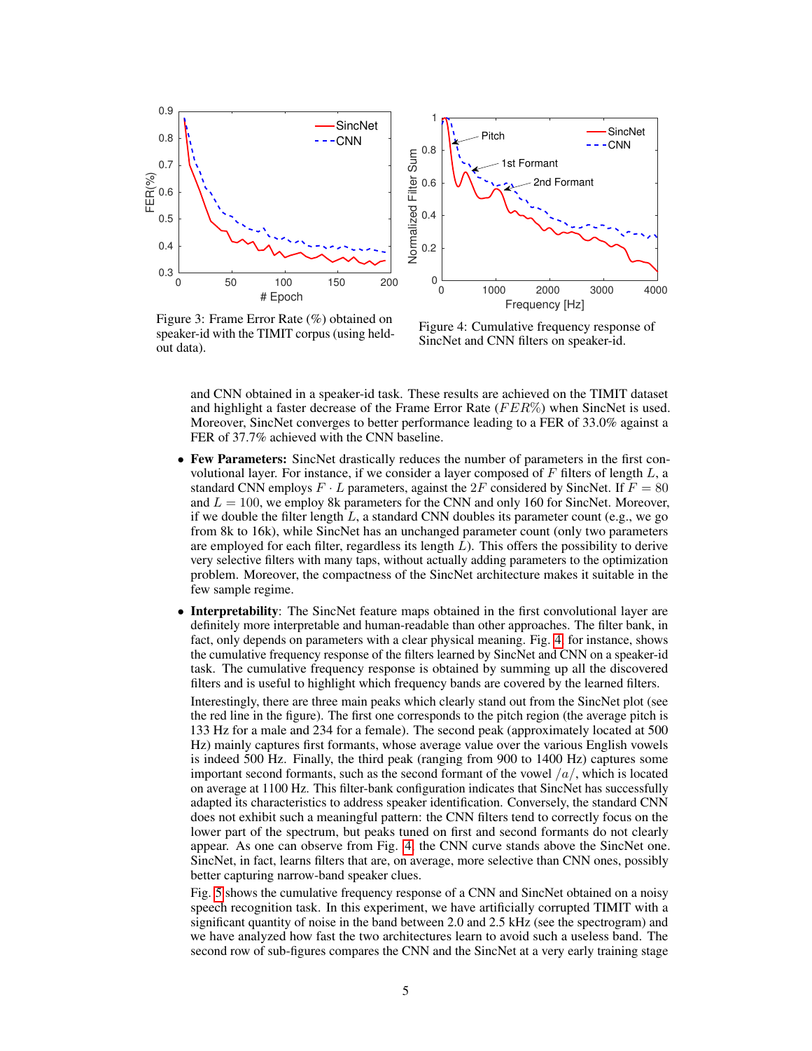Figure 3: Frame Error Rate (%) obtained on speaker-id with the TIMIT corpus (using held-out data).

Figure 4: Cumulative frequency response of SincNet and CNN filters on speaker-id.

and CNN obtained in a speaker-id task. These results are achieved on the TIMIT dataset and highlight a faster decrease of the Frame Error Rate ($FER\%$) when SincNet is used. Moreover, SincNet converges to better performance leading to a FER of 33.0% against a FER of 37.7% achieved with the CNN baseline.

- **Few Parameters:** SincNet drastically reduces the number of parameters in the first convolutional layer. For instance, if we consider a layer composed of $F$ filters of length $L$, a standard CNN employs $F \cdot L$ parameters, against the $2F$ considered by SincNet. If $F = 80$ and $L = 100$, we employ 8k parameters for the CNN and only 160 for SincNet. Moreover, if we double the filter length $L$, a standard CNN doubles its parameter count (e.g., we go from 8k to 16k), while SincNet has an unchanged parameter count (only two parameters are employed for each filter, regardless its length $L$). This offers the possibility to derive very selective filters with many taps, without actually adding parameters to the optimization problem. Moreover, the compactness of the SincNet architecture makes it suitable in the few sample regime.
- **Interpretability**: The SincNet feature maps obtained in the first convolutional layer are definitely more interpretable and human-readable than other approaches. The filter bank, in fact, only depends on parameters with a clear physical meaning. Fig. 4, for instance, shows the cumulative frequency response of the filters learned by SincNet and CNN on a speaker-id task. The cumulative frequency response is obtained by summing up all the discovered filters and is useful to highlight which frequency bands are covered by the learned filters.

  Interestingly, there are three main peaks which clearly stand out from the SincNet plot (see the red line in the figure). The first one corresponds to the pitch region (the average pitch is 133 Hz for a male and 234 for a female). The second peak (approximately located at 500 Hz) mainly captures first formants, whose average value over the various English vowels is indeed 500 Hz. Finally, the third peak (ranging from 900 to 1400 Hz) captures some important second formants, such as the second formant of the vowel $/a/$, which is located on average at 1100 Hz. This filter-bank configuration indicates that SincNet has successfully adapted its characteristics to address speaker identification. Conversely, the standard CNN does not exhibit such a meaningful pattern: the CNN filters tend to correctly focus on the lower part of the spectrum, but peaks tuned on first and second formants do not clearly appear. As one can observe from Fig. 4, the CNN curve stands above the SincNet one. SincNet, in fact, learns filters that are, on average, more selective than CNN ones, possibly better capturing narrow-band speaker clues.

  Fig. 5 shows the cumulative frequency response of a CNN and SincNet obtained on a noisy speech recognition task. In this experiment, we have artificially corrupted TIMIT with a significant quantity of noise in the band between 2.0 and 2.5 kHz (see the spectrogram) and we have analyzed how fast the two architectures learn to avoid such a useless band. The second row of sub-figures compares the CNN and the SincNet at a very early training stage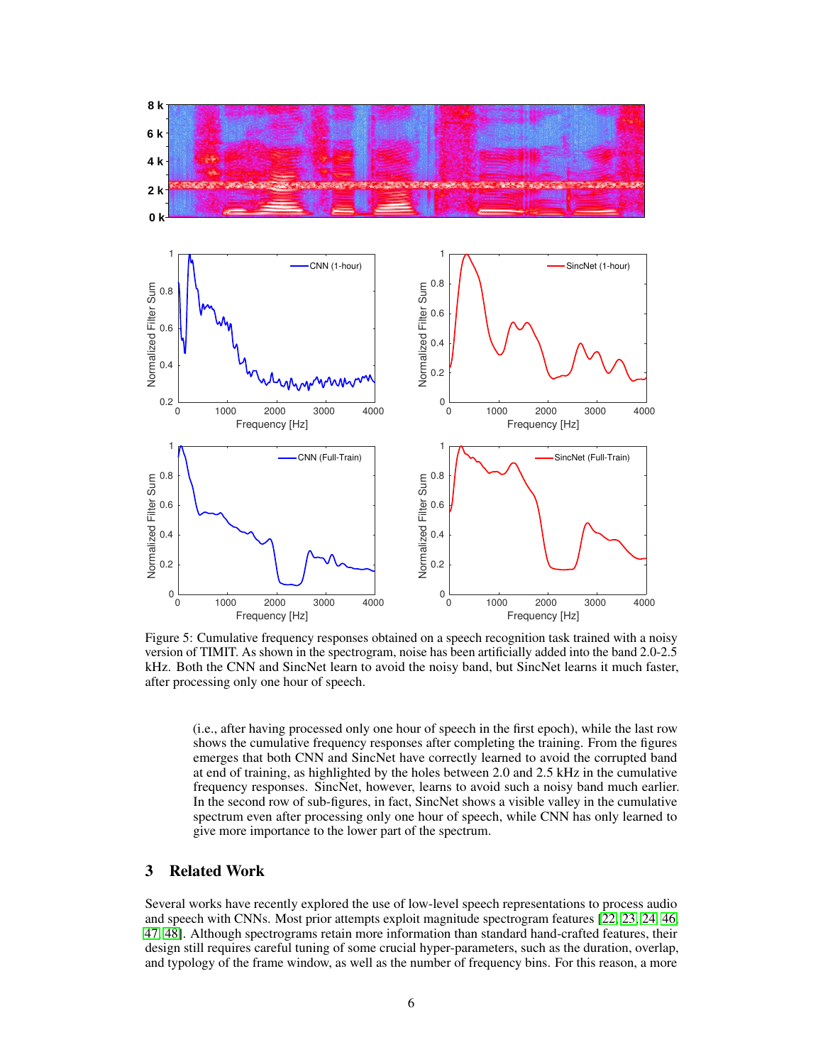Figure 5: Cumulative frequency responses obtained on a speech recognition task trained with a noisy version of TIMIT. As shown in the spectrogram, noise has been artificially added into the band 2.0-2.5 kHz. Both the CNN and SincNet learn to avoid the noisy band, but SincNet learns it much faster, after processing only one hour of speech.

(i.e., after having processed only one hour of speech in the first epoch), while the last row shows the cumulative frequency responses after completing the training. From the figures emerges that both CNN and SincNet have correctly learned to avoid the corrupted band at end of training, as highlighted by the holes between 2.0 and 2.5 kHz in the cumulative frequency responses. SincNet, however, learns to avoid such a noisy band much earlier. In the second row of sub-figures, in fact, SincNet shows a visible valley in the cumulative spectrum even after processing only one hour of speech, while CNN has only learned to give more importance to the lower part of the spectrum.

## 3 Related Work

Several works have recently explored the use of low-level speech representations to process audio and speech with CNNs. Most prior attempts exploit magnitude spectrogram features [22, 23, 24, 46, 47, 48]. Although spectrograms retain more information than standard hand-crafted features, their design still requires careful tuning of some crucial hyper-parameters, such as the duration, overlap, and typology of the frame window, as well as the number of frequency bins. For this reason, a more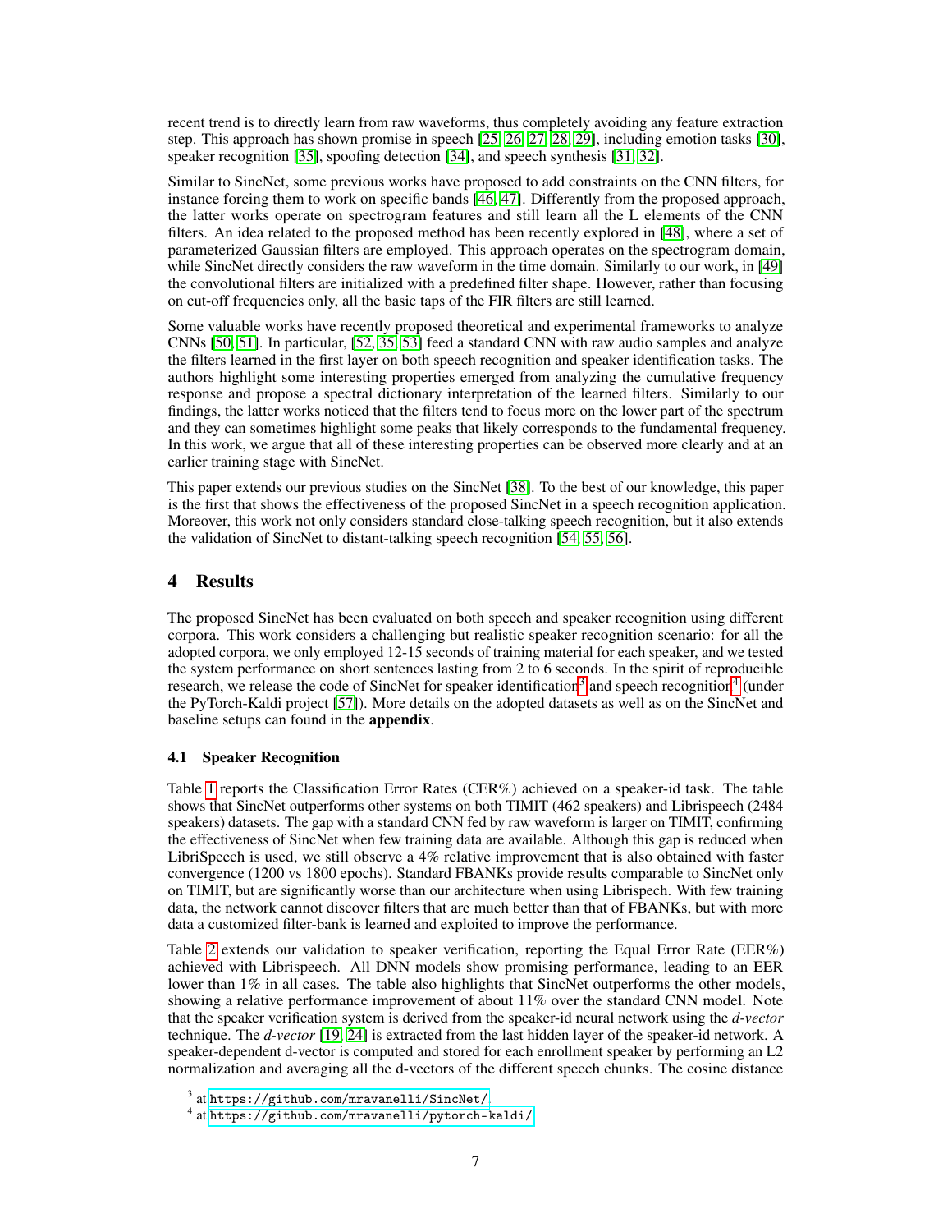recent trend is to directly learn from raw waveforms, thus completely avoiding any feature extraction step. This approach has shown promise in speech [25, 26, 27, 28, 29], including emotion tasks [30], speaker recognition [35], spoofing detection [34], and speech synthesis [31, 32].

Similar to SincNet, some previous works have proposed to add constraints on the CNN filters, for instance forcing them to work on specific bands [46, 47]. Differently from the proposed approach, the latter works operate on spectrogram features and still learn all the L elements of the CNN filters. An idea related to the proposed method has been recently explored in [48], where a set of parameterized Gaussian filters are employed. This approach operates on the spectrogram domain, while SincNet directly considers the raw waveform in the time domain. Similarly to our work, in [49] the convolutional filters are initialized with a predefined filter shape. However, rather than focusing on cut-off frequencies only, all the basic taps of the FIR filters are still learned.

Some valuable works have recently proposed theoretical and experimental frameworks to analyze CNNs [50, 51]. In particular, [52, 35, 53] feed a standard CNN with raw audio samples and analyze the filters learned in the first layer on both speech recognition and speaker identification tasks. The authors highlight some interesting properties emerged from analyzing the cumulative frequency response and propose a spectral dictionary interpretation of the learned filters. Similarly to our findings, the latter works noticed that the filters tend to focus more on the lower part of the spectrum and they can sometimes highlight some peaks that likely corresponds to the fundamental frequency. In this work, we argue that all of these interesting properties can be observed more clearly and at an earlier training stage with SincNet.

This paper extends our previous studies on the SincNet [38]. To the best of our knowledge, this paper is the first that shows the effectiveness of the proposed SincNet in a speech recognition application. Moreover, this work not only considers standard close-talking speech recognition, but it also extends the validation of SincNet to distant-talking speech recognition [54, 55, 56].

# 4 Results

The proposed SincNet has been evaluated on both speech and speaker recognition using different corpora. This work considers a challenging but realistic speaker recognition scenario: for all the adopted corpora, we only employed 12-15 seconds of training material for each speaker, and we tested the system performance on short sentences lasting from 2 to 6 seconds. In the spirit of reproducible research, we release the code of SincNet for speaker identification[3] and speech recognition[4] (under the PyTorch-Kaldi project [57]). More details on the adopted datasets as well as on the SincNet and baseline setups can found in the **appendix**.

## 4.1 Speaker Recognition

Table 1 reports the Classification Error Rates (CER%) achieved on a speaker-id task. The table shows that SincNet outperforms other systems on both TIMIT (462 speakers) and Librispeech (2484 speakers) datasets. The gap with a standard CNN fed by raw waveform is larger on TIMIT, confirming the effectiveness of SincNet when few training data are available. Although this gap is reduced when LibriSpeech is used, we still observe a 4% relative improvement that is also obtained with faster convergence (1200 vs 1800 epochs). Standard FBANKs provide results comparable to SincNet only on TIMIT, but are significantly worse than our architecture when using Librispech. With few training data, the network cannot discover filters that are much better than that of FBANKs, but with more data a customized filter-bank is learned and exploited to improve the performance.

Table 2 extends our validation to speaker verification, reporting the Equal Error Rate (EER%) achieved with Librispeech. All DNN models show promising performance, leading to an EER lower than 1% in all cases. The table also highlights that SincNet outperforms the other models, showing a relative performance improvement of about 11% over the standard CNN model. Note that the speaker verification system is derived from the speaker-id neural network using the *d-vector* technique. The *d-vector* [19, 24] is extracted from the last hidden layer of the speaker-id network. A speaker-dependent d-vector is computed and stored for each enrollment speaker by performing an L2 normalization and averaging all the d-vectors of the different speech chunks. The cosine distance

[3] at https://github.com/mravanelli/SincNet/

[4] at https://github.com/mravanelli/pytorch-kaldi/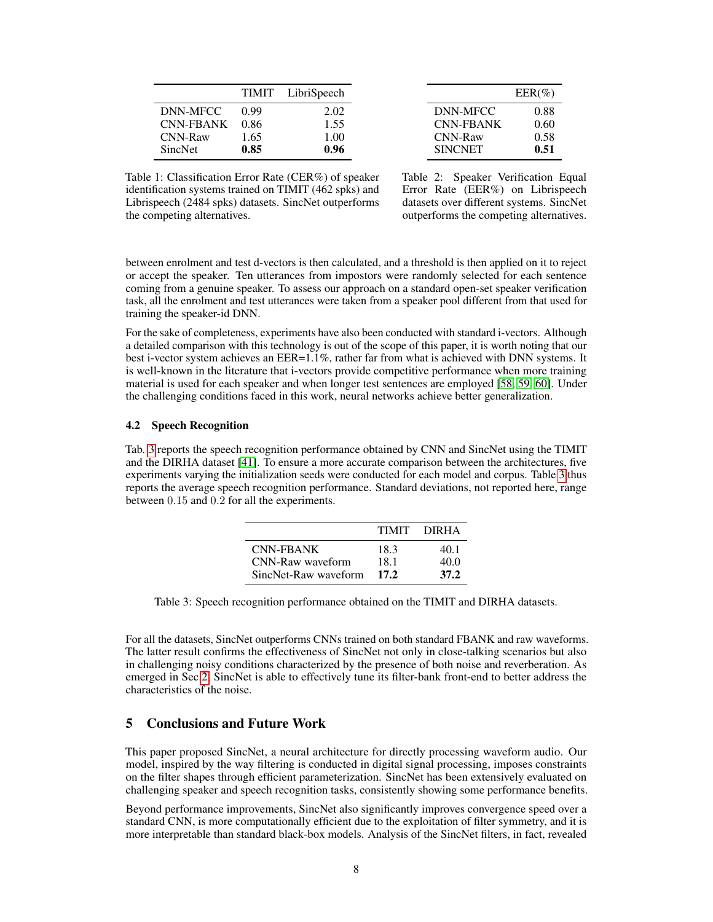|  | TIMIT | LibriSpeech |
|---|---|---|
| DNN-MFCC | 0.99 | 2.02 |
| CNN-FBANK | 0.86 | 1.55 |
| CNN-Raw | 1.65 | 1.00 |
| SincNet | **0.85** | **0.96** |

Table 1: Classification Error Rate (CER%) of speaker identification systems trained on TIMIT (462 spks) and Librispeech (2484 spks) datasets. SincNet outperforms the competing alternatives.

|  | EER(%) |
|---|---|
| DNN-MFCC | 0.88 |
| CNN-FBANK | 0.60 |
| CNN-Raw | 0.58 |
| SINCNET | **0.51** |

Table 2: Speaker Verification Equal Error Rate (EER%) on Librispeech datasets over different systems. SincNet outperforms the competing alternatives.

between enrolment and test d-vectors is then calculated, and a threshold is then applied on it to reject or accept the speaker. Ten utterances from impostors were randomly selected for each sentence coming from a genuine speaker. To assess our approach on a standard open-set speaker verification task, all the enrolment and test utterances were taken from a speaker pool different from that used for training the speaker-id DNN.

For the sake of completeness, experiments have also been conducted with standard i-vectors. Although a detailed comparison with this technology is out of the scope of this paper, it is worth noting that our best i-vector system achieves an EER=1.1%, rather far from what is achieved with DNN systems. It is well-known in the literature that i-vectors provide competitive performance when more training material is used for each speaker and when longer test sentences are employed [58, 59, 60]. Under the challenging conditions faced in this work, neural networks achieve better generalization.

### 4.2 Speech Recognition

Tab. 3 reports the speech recognition performance obtained by CNN and SincNet using the TIMIT and the DIRHA dataset [41]. To ensure a more accurate comparison between the architectures, five experiments varying the initialization seeds were conducted for each model and corpus. Table 3 thus reports the average speech recognition performance. Standard deviations, not reported here, range between 0.15 and 0.2 for all the experiments.

|  | TIMIT | DIRHA |
|---|---|---|
| CNN-FBANK | 18.3 | 40.1 |
| CNN-Raw waveform | 18.1 | 40.0 |
| SincNet-Raw waveform | **17.2** | **37.2** |

Table 3: Speech recognition performance obtained on the TIMIT and DIRHA datasets.

For all the datasets, SincNet outperforms CNNs trained on both standard FBANK and raw waveforms. The latter result confirms the effectiveness of SincNet not only in close-talking scenarios but also in challenging noisy conditions characterized by the presence of both noise and reverberation. As emerged in Sec 2, SincNet is able to effectively tune its filter-bank front-end to better address the characteristics of the noise.

## 5 Conclusions and Future Work

This paper proposed SincNet, a neural architecture for directly processing waveform audio. Our model, inspired by the way filtering is conducted in digital signal processing, imposes constraints on the filter shapes through efficient parameterization. SincNet has been extensively evaluated on challenging speaker and speech recognition tasks, consistently showing some performance benefits.

Beyond performance improvements, SincNet also significantly improves convergence speed over a standard CNN, is more computationally efficient due to the exploitation of filter symmetry, and it is more interpretable than standard black-box models. Analysis of the SincNet filters, in fact, revealed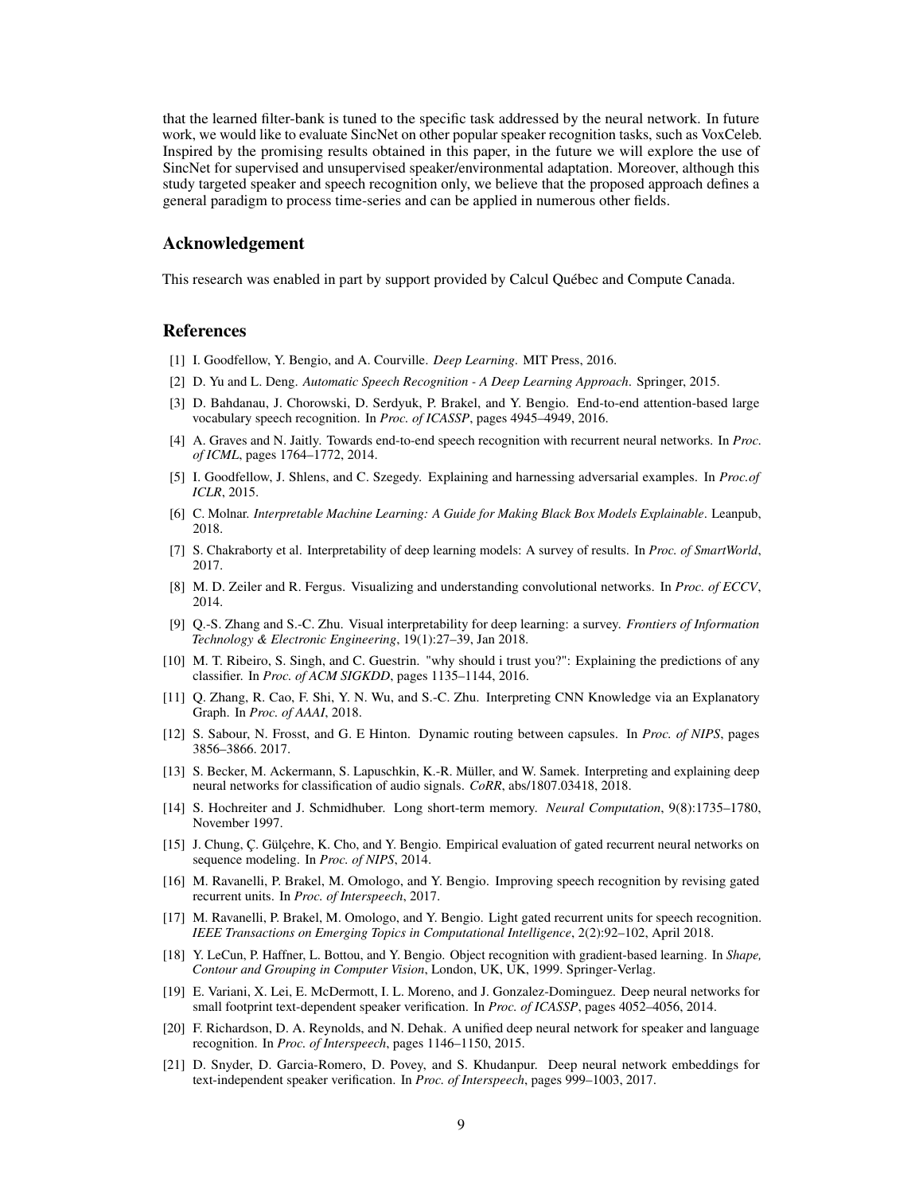that the learned filter-bank is tuned to the specific task addressed by the neural network. In future work, we would like to evaluate SincNet on other popular speaker recognition tasks, such as VoxCeleb. Inspired by the promising results obtained in this paper, in the future we will explore the use of SincNet for supervised and unsupervised speaker/environmental adaptation. Moreover, although this study targeted speaker and speech recognition only, we believe that the proposed approach defines a general paradigm to process time-series and can be applied in numerous other fields.

## Acknowledgement

This research was enabled in part by support provided by Calcul Québec and Compute Canada.

## References

[1] I. Goodfellow, Y. Bengio, and A. Courville. *Deep Learning*. MIT Press, 2016.

[2] D. Yu and L. Deng. *Automatic Speech Recognition - A Deep Learning Approach*. Springer, 2015.

[3] D. Bahdanau, J. Chorowski, D. Serdyuk, P. Brakel, and Y. Bengio. End-to-end attention-based large vocabulary speech recognition. In *Proc. of ICASSP*, pages 4945–4949, 2016.

[4] A. Graves and N. Jaitly. Towards end-to-end speech recognition with recurrent neural networks. In *Proc. of ICML*, pages 1764–1772, 2014.

[5] I. Goodfellow, J. Shlens, and C. Szegedy. Explaining and harnessing adversarial examples. In *Proc.of ICLR*, 2015.

[6] C. Molnar. *Interpretable Machine Learning: A Guide for Making Black Box Models Explainable*. Leanpub, 2018.

[7] S. Chakraborty et al. Interpretability of deep learning models: A survey of results. In *Proc. of SmartWorld*, 2017.

[8] M. D. Zeiler and R. Fergus. Visualizing and understanding convolutional networks. In *Proc. of ECCV*, 2014.

[9] Q.-S. Zhang and S.-C. Zhu. Visual interpretability for deep learning: a survey. *Frontiers of Information Technology & Electronic Engineering*, 19(1):27–39, Jan 2018.

[10] M. T. Ribeiro, S. Singh, and C. Guestrin. "why should i trust you?": Explaining the predictions of any classifier. In *Proc. of ACM SIGKDD*, pages 1135–1144, 2016.

[11] Q. Zhang, R. Cao, F. Shi, Y. N. Wu, and S.-C. Zhu. Interpreting CNN Knowledge via an Explanatory Graph. In *Proc. of AAAI*, 2018.

[12] S. Sabour, N. Frosst, and G. E Hinton. Dynamic routing between capsules. In *Proc. of NIPS*, pages 3856–3866. 2017.

[13] S. Becker, M. Ackermann, S. Lapuschkin, K.-R. Müller, and W. Samek. Interpreting and explaining deep neural networks for classification of audio signals. *CoRR*, abs/1807.03418, 2018.

[14] S. Hochreiter and J. Schmidhuber. Long short-term memory. *Neural Computation*, 9(8):1735–1780, November 1997.

[15] J. Chung, Ç. Gülçehre, K. Cho, and Y. Bengio. Empirical evaluation of gated recurrent neural networks on sequence modeling. In *Proc. of NIPS*, 2014.

[16] M. Ravanelli, P. Brakel, M. Omologo, and Y. Bengio. Improving speech recognition by revising gated recurrent units. In *Proc. of Interspeech*, 2017.

[17] M. Ravanelli, P. Brakel, M. Omologo, and Y. Bengio. Light gated recurrent units for speech recognition. *IEEE Transactions on Emerging Topics in Computational Intelligence*, 2(2):92–102, April 2018.

[18] Y. LeCun, P. Haffner, L. Bottou, and Y. Bengio. Object recognition with gradient-based learning. In *Shape, Contour and Grouping in Computer Vision*, London, UK, UK, 1999. Springer-Verlag.

[19] E. Variani, X. Lei, E. McDermott, I. L. Moreno, and J. Gonzalez-Dominguez. Deep neural networks for small footprint text-dependent speaker verification. In *Proc. of ICASSP*, pages 4052–4056, 2014.

[20] F. Richardson, D. A. Reynolds, and N. Dehak. A unified deep neural network for speaker and language recognition. In *Proc. of Interspeech*, pages 1146–1150, 2015.

[21] D. Snyder, D. Garcia-Romero, D. Povey, and S. Khudanpur. Deep neural network embeddings for text-independent speaker verification. In *Proc. of Interspeech*, pages 999–1003, 2017.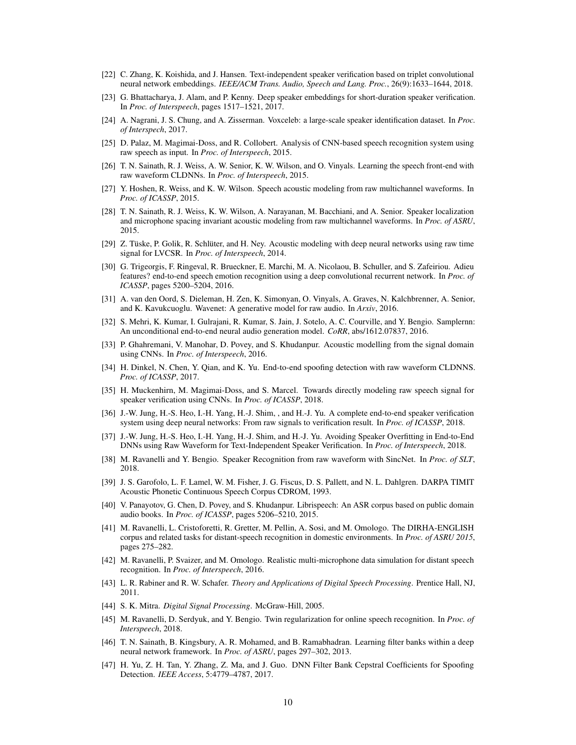[22] C. Zhang, K. Koishida, and J. Hansen. Text-independent speaker verification based on triplet convolutional neural network embeddings. *IEEE/ACM Trans. Audio, Speech and Lang. Proc.*, 26(9):1633–1644, 2018.

[23] G. Bhattacharya, J. Alam, and P. Kenny. Deep speaker embeddings for short-duration speaker verification. In *Proc. of Interspeech*, pages 1517–1521, 2017.

[24] A. Nagrani, J. S. Chung, and A. Zisserman. Voxceleb: a large-scale speaker identification dataset. In *Proc. of Interspech*, 2017.

[25] D. Palaz, M. Magimai-Doss, and R. Collobert. Analysis of CNN-based speech recognition system using raw speech as input. In *Proc. of Interspeech*, 2015.

[26] T. N. Sainath, R. J. Weiss, A. W. Senior, K. W. Wilson, and O. Vinyals. Learning the speech front-end with raw waveform CLDNNs. In *Proc. of Interspeech*, 2015.

[27] Y. Hoshen, R. Weiss, and K. W. Wilson. Speech acoustic modeling from raw multichannel waveforms. In *Proc. of ICASSP*, 2015.

[28] T. N. Sainath, R. J. Weiss, K. W. Wilson, A. Narayanan, M. Bacchiani, and A. Senior. Speaker localization and microphone spacing invariant acoustic modeling from raw multichannel waveforms. In *Proc. of ASRU*, 2015.

[29] Z. Tüske, P. Golik, R. Schlüter, and H. Ney. Acoustic modeling with deep neural networks using raw time signal for LVCSR. In *Proc. of Interspeech*, 2014.

[30] G. Trigeorgis, F. Ringeval, R. Brueckner, E. Marchi, M. A. Nicolaou, B. Schuller, and S. Zafeiriou. Adieu features? end-to-end speech emotion recognition using a deep convolutional recurrent network. In *Proc. of ICASSP*, pages 5200–5204, 2016.

[31] A. van den Oord, S. Dieleman, H. Zen, K. Simonyan, O. Vinyals, A. Graves, N. Kalchbrenner, A. Senior, and K. Kavukcuoglu. Wavenet: A generative model for raw audio. In *Arxiv*, 2016.

[32] S. Mehri, K. Kumar, I. Gulrajani, R. Kumar, S. Jain, J. Sotelo, A. C. Courville, and Y. Bengio. Samplernn: An unconditional end-to-end neural audio generation model. *CoRR*, abs/1612.07837, 2016.

[33] P. Ghahremani, V. Manohar, D. Povey, and S. Khudanpur. Acoustic modelling from the signal domain using CNNs. In *Proc. of Interspeech*, 2016.

[34] H. Dinkel, N. Chen, Y. Qian, and K. Yu. End-to-end spoofing detection with raw waveform CLDNNS. *Proc. of ICASSP*, 2017.

[35] H. Muckenhirn, M. Magimai-Doss, and S. Marcel. Towards directly modeling raw speech signal for speaker verification using CNNs. In *Proc. of ICASSP*, 2018.

[36] J.-W. Jung, H.-S. Heo, I.-H. Yang, H.-J. Shim, , and H.-J. Yu. A complete end-to-end speaker verification system using deep neural networks: From raw signals to verification result. In *Proc. of ICASSP*, 2018.

[37] J.-W. Jung, H.-S. Heo, I.-H. Yang, H.-J. Shim, and H.-J. Yu. Avoiding Speaker Overfitting in End-to-End DNNs using Raw Waveform for Text-Independent Speaker Verification. In *Proc. of Interspeech*, 2018.

[38] M. Ravanelli and Y. Bengio. Speaker Recognition from raw waveform with SincNet. In *Proc. of SLT*, 2018.

[39] J. S. Garofolo, L. F. Lamel, W. M. Fisher, J. G. Fiscus, D. S. Pallett, and N. L. Dahlgren. DARPA TIMIT Acoustic Phonetic Continuous Speech Corpus CDROM, 1993.

[40] V. Panayotov, G. Chen, D. Povey, and S. Khudanpur. Librispeech: An ASR corpus based on public domain audio books. In *Proc. of ICASSP*, pages 5206–5210, 2015.

[41] M. Ravanelli, L. Cristoforetti, R. Gretter, M. Pellin, A. Sosi, and M. Omologo. The DIRHA-ENGLISH corpus and related tasks for distant-speech recognition in domestic environments. In *Proc. of ASRU 2015*, pages 275–282.

[42] M. Ravanelli, P. Svaizer, and M. Omologo. Realistic multi-microphone data simulation for distant speech recognition. In *Proc. of Interspeech*, 2016.

[43] L. R. Rabiner and R. W. Schafer. *Theory and Applications of Digital Speech Processing*. Prentice Hall, NJ, 2011.

[44] S. K. Mitra. *Digital Signal Processing*. McGraw-Hill, 2005.

[45] M. Ravanelli, D. Serdyuk, and Y. Bengio. Twin regularization for online speech recognition. In *Proc. of Interspeech*, 2018.

[46] T. N. Sainath, B. Kingsbury, A. R. Mohamed, and B. Ramabhadran. Learning filter banks within a deep neural network framework. In *Proc. of ASRU*, pages 297–302, 2013.

[47] H. Yu, Z. H. Tan, Y. Zhang, Z. Ma, and J. Guo. DNN Filter Bank Cepstral Coefficients for Spoofing Detection. *IEEE Access*, 5:4779–4787, 2017.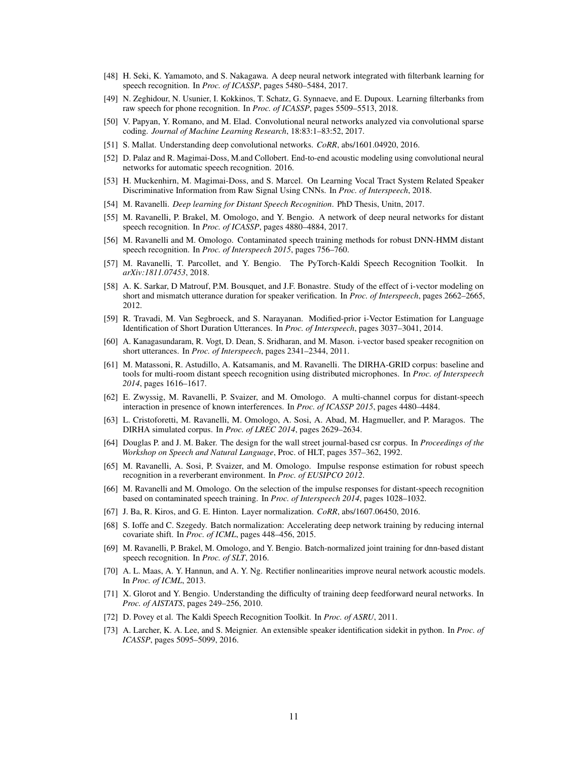[48] H. Seki, K. Yamamoto, and S. Nakagawa. A deep neural network integrated with filterbank learning for speech recognition. In *Proc. of ICASSP*, pages 5480–5484, 2017.

[49] N. Zeghidour, N. Usunier, I. Kokkinos, T. Schatz, G. Synnaeve, and E. Dupoux. Learning filterbanks from raw speech for phone recognition. In *Proc. of ICASSP*, pages 5509–5513, 2018.

[50] V. Papyan, Y. Romano, and M. Elad. Convolutional neural networks analyzed via convolutional sparse coding. *Journal of Machine Learning Research*, 18:83:1–83:52, 2017.

[51] S. Mallat. Understanding deep convolutional networks. *CoRR*, abs/1601.04920, 2016.

[52] D. Palaz and R. Magimai-Doss, M.and Collobert. End-to-end acoustic modeling using convolutional neural networks for automatic speech recognition. 2016.

[53] H. Muckenhirn, M. Magimai-Doss, and S. Marcel. On Learning Vocal Tract System Related Speaker Discriminative Information from Raw Signal Using CNNs. In *Proc. of Interspeech*, 2018.

[54] M. Ravanelli. *Deep learning for Distant Speech Recognition*. PhD Thesis, Unitn, 2017.

[55] M. Ravanelli, P. Brakel, M. Omologo, and Y. Bengio. A network of deep neural networks for distant speech recognition. In *Proc. of ICASSP*, pages 4880–4884, 2017.

[56] M. Ravanelli and M. Omologo. Contaminated speech training methods for robust DNN-HMM distant speech recognition. In *Proc. of Interspeech 2015*, pages 756–760.

[57] M. Ravanelli, T. Parcollet, and Y. Bengio. The PyTorch-Kaldi Speech Recognition Toolkit. In *arXiv:1811.07453*, 2018.

[58] A. K. Sarkar, D Matrouf, P.M. Bousquet, and J.F. Bonastre. Study of the effect of i-vector modeling on short and mismatch utterance duration for speaker verification. In *Proc. of Interspeech*, pages 2662–2665, 2012.

[59] R. Travadi, M. Van Segbroeck, and S. Narayanan. Modified-prior i-Vector Estimation for Language Identification of Short Duration Utterances. In *Proc. of Interspeech*, pages 3037–3041, 2014.

[60] A. Kanagasundaram, R. Vogt, D. Dean, S. Sridharan, and M. Mason. i-vector based speaker recognition on short utterances. In *Proc. of Interspeech*, pages 2341–2344, 2011.

[61] M. Matassoni, R. Astudillo, A. Katsamanis, and M. Ravanelli. The DIRHA-GRID corpus: baseline and tools for multi-room distant speech recognition using distributed microphones. In *Proc. of Interspeech 2014*, pages 1616–1617.

[62] E. Zwyssig, M. Ravanelli, P. Svaizer, and M. Omologo. A multi-channel corpus for distant-speech interaction in presence of known interferences. In *Proc. of ICASSP 2015*, pages 4480–4484.

[63] L. Cristoforetti, M. Ravanelli, M. Omologo, A. Sosi, A. Abad, M. Hagmueller, and P. Maragos. The DIRHA simulated corpus. In *Proc. of LREC 2014*, pages 2629–2634.

[64] Douglas P. and J. M. Baker. The design for the wall street journal-based csr corpus. In *Proceedings of the Workshop on Speech and Natural Language*, Proc. of HLT, pages 357–362, 1992.

[65] M. Ravanelli, A. Sosi, P. Svaizer, and M. Omologo. Impulse response estimation for robust speech recognition in a reverberant environment. In *Proc. of EUSIPCO 2012*.

[66] M. Ravanelli and M. Omologo. On the selection of the impulse responses for distant-speech recognition based on contaminated speech training. In *Proc. of Interspeech 2014*, pages 1028–1032.

[67] J. Ba, R. Kiros, and G. E. Hinton. Layer normalization. *CoRR*, abs/1607.06450, 2016.

[68] S. Ioffe and C. Szegedy. Batch normalization: Accelerating deep network training by reducing internal covariate shift. In *Proc. of ICML*, pages 448–456, 2015.

[69] M. Ravanelli, P. Brakel, M. Omologo, and Y. Bengio. Batch-normalized joint training for dnn-based distant speech recognition. In *Proc. of SLT*, 2016.

[70] A. L. Maas, A. Y. Hannun, and A. Y. Ng. Rectifier nonlinearities improve neural network acoustic models. In *Proc. of ICML*, 2013.

[71] X. Glorot and Y. Bengio. Understanding the difficulty of training deep feedforward neural networks. In *Proc. of AISTATS*, pages 249–256, 2010.

[72] D. Povey et al. The Kaldi Speech Recognition Toolkit. In *Proc. of ASRU*, 2011.

[73] A. Larcher, K. A. Lee, and S. Meignier. An extensible speaker identification sidekit in python. In *Proc. of ICASSP*, pages 5095–5099, 2016.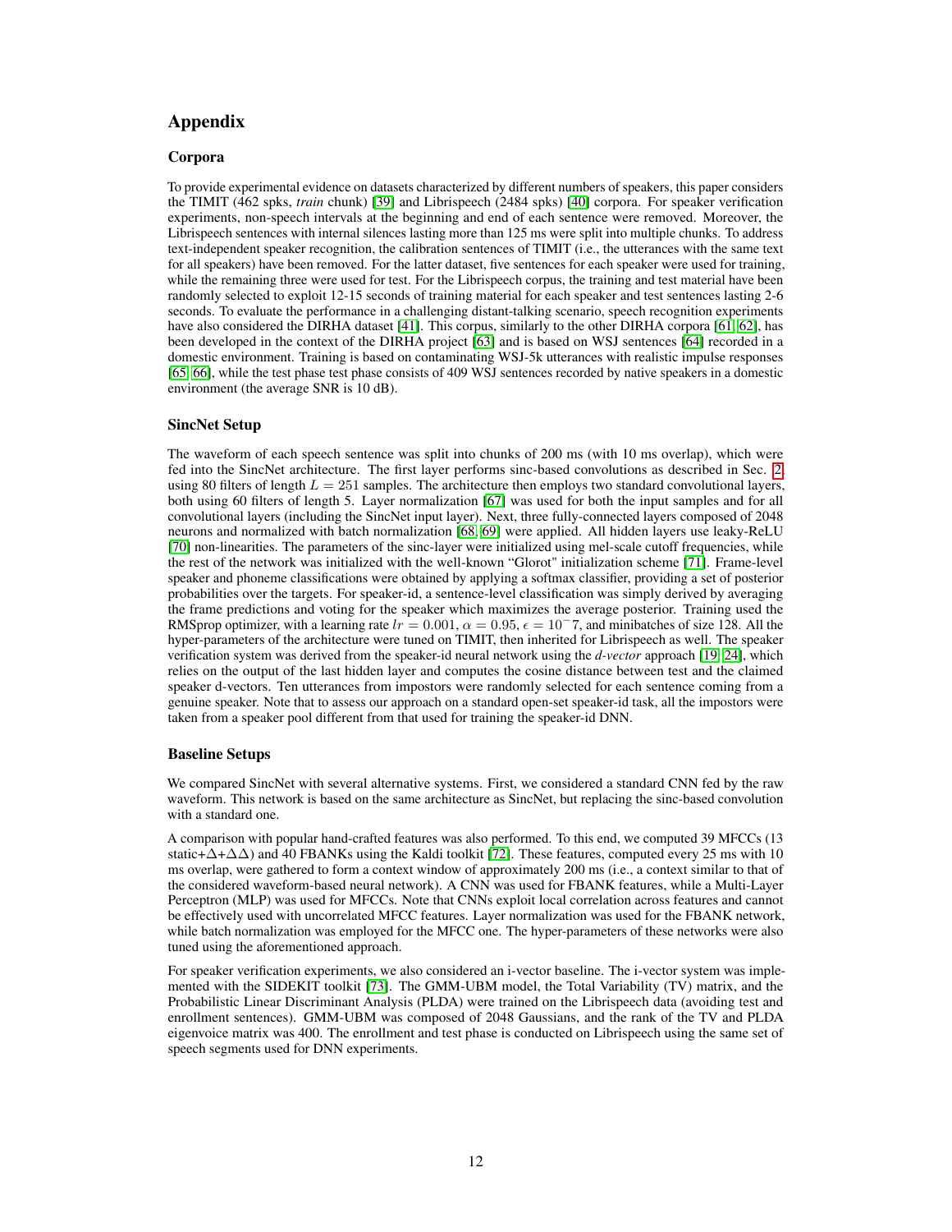## Appendix

### Corpora

To provide experimental evidence on datasets characterized by different numbers of speakers, this paper considers the TIMIT (462 spks, *train* chunk) [39] and Librispeech (2484 spks) [40] corpora. For speaker verification experiments, non-speech intervals at the beginning and end of each sentence were removed. Moreover, the Librispeech sentences with internal silences lasting more than 125 ms were split into multiple chunks. To address text-independent speaker recognition, the calibration sentences of TIMIT (i.e., the utterances with the same text for all speakers) have been removed. For the latter dataset, five sentences for each speaker were used for training, while the remaining three were used for test. For the Librispeech corpus, the training and test material have been randomly selected to exploit 12-15 seconds of training material for each speaker and test sentences lasting 2-6 seconds. To evaluate the performance in a challenging distant-talking scenario, speech recognition experiments have also considered the DIRHA dataset [41]. This corpus, similarly to the other DIRHA corpora [61, 62], has been developed in the context of the DIRHA project [63] and is based on WSJ sentences [64] recorded in a domestic environment. Training is based on contaminating WSJ-5k utterances with realistic impulse responses [65, 66], while the test phase test phase consists of 409 WSJ sentences recorded by native speakers in a domestic environment (the average SNR is 10 dB).

### SincNet Setup

The waveform of each speech sentence was split into chunks of 200 ms (with 10 ms overlap), which were fed into the SincNet architecture. The first layer performs sinc-based convolutions as described in Sec. 2, using 80 filters of length $L = 251$ samples. The architecture then employs two standard convolutional layers, both using 60 filters of length 5. Layer normalization [67] was used for both the input samples and for all convolutional layers (including the SincNet input layer). Next, three fully-connected layers composed of 2048 neurons and normalized with batch normalization [68, 69] were applied. All hidden layers use leaky-ReLU [70] non-linearities. The parameters of the sinc-layer were initialized using mel-scale cutoff frequencies, while the rest of the network was initialized with the well-known "Glorot" initialization scheme [71]. Frame-level speaker and phoneme classifications were obtained by applying a softmax classifier, providing a set of posterior probabilities over the targets. For speaker-id, a sentence-level classification was simply derived by averaging the frame predictions and voting for the speaker which maximizes the average posterior. Training used the RMSprop optimizer, with a learning rate $lr = 0.001$, $\alpha = 0.95$, $\epsilon = 10^-7$, and minibatches of size 128. All the hyper-parameters of the architecture were tuned on TIMIT, then inherited for Librispeech as well. The speaker verification system was derived from the speaker-id neural network using the *d-vector* approach [19, 24], which relies on the output of the last hidden layer and computes the cosine distance between test and the claimed speaker d-vectors. Ten utterances from impostors were randomly selected for each sentence coming from a genuine speaker. Note that to assess our approach on a standard open-set speaker-id task, all the impostors were taken from a speaker pool different from that used for training the speaker-id DNN.

### Baseline Setups

We compared SincNet with several alternative systems. First, we considered a standard CNN fed by the raw waveform. This network is based on the same architecture as SincNet, but replacing the sinc-based convolution with a standard one.

A comparison with popular hand-crafted features was also performed. To this end, we computed 39 MFCCs (13 static+$\Delta$+$\Delta\Delta$) and 40 FBANKs using the Kaldi toolkit [72]. These features, computed every 25 ms with 10 ms overlap, were gathered to form a context window of approximately 200 ms (i.e., a context similar to that of the considered waveform-based neural network). A CNN was used for FBANK features, while a Multi-Layer Perceptron (MLP) was used for MFCCs. Note that CNNs exploit local correlation across features and cannot be effectively used with uncorrelated MFCC features. Layer normalization was used for the FBANK network, while batch normalization was employed for the MFCC one. The hyper-parameters of these networks were also tuned using the aforementioned approach.

For speaker verification experiments, we also considered an i-vector baseline. The i-vector system was implemented with the SIDEKIT toolkit [73]. The GMM-UBM model, the Total Variability (TV) matrix, and the Probabilistic Linear Discriminant Analysis (PLDA) were trained on the Librispeech data (avoiding test and enrollment sentences). GMM-UBM was composed of 2048 Gaussians, and the rank of the TV and PLDA eigenvoice matrix was 400. The enrollment and test phase is conducted on Librispeech using the same set of speech segments used for DNN experiments.